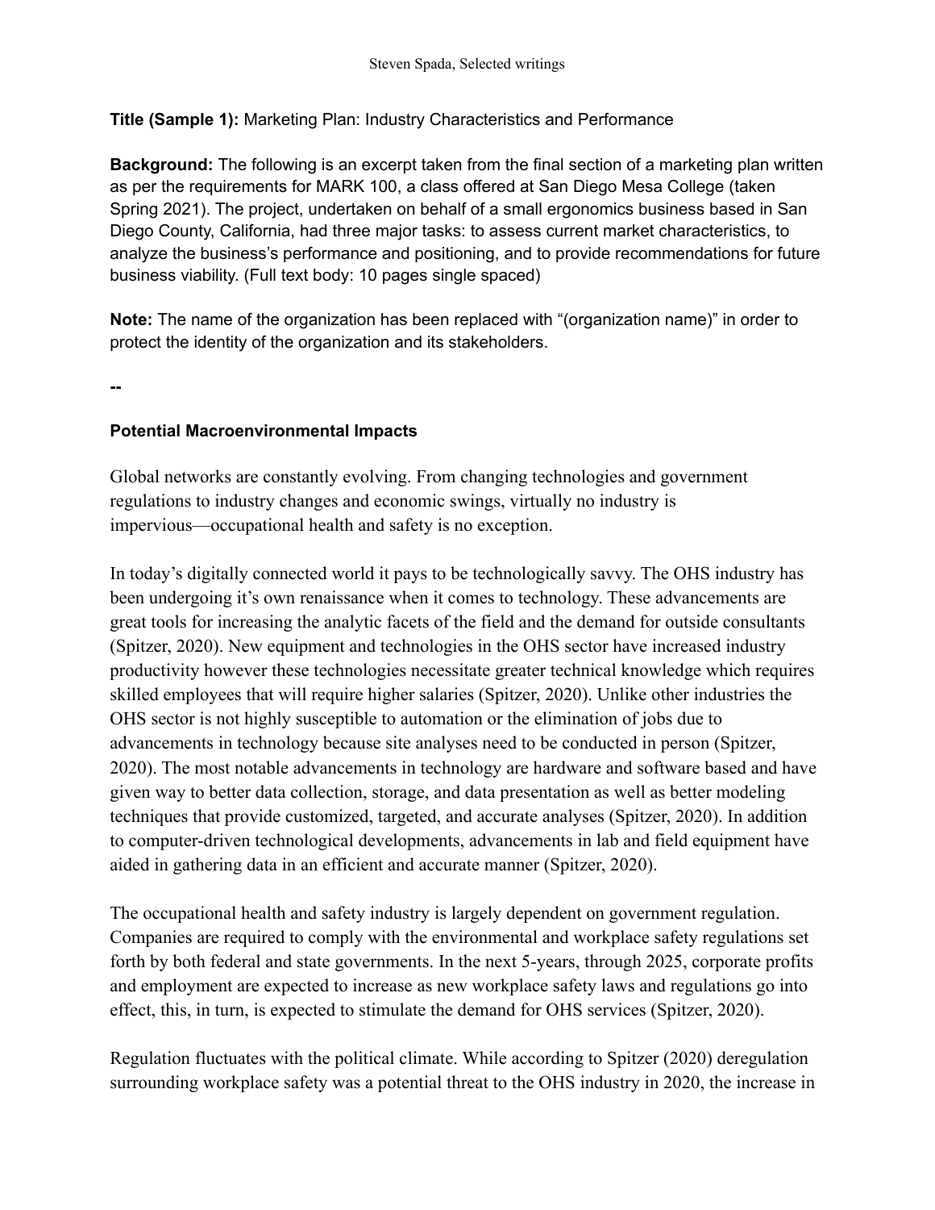**Title (Sample 1):** Marketing Plan: Industry Characteristics and Performance

**Background:** The following is an excerpt taken from the final section of a marketing plan written as per the requirements for MARK 100, a class offered at San Diego Mesa College (taken Spring 2021). The project, undertaken on behalf of a small ergonomics business based in San Diego County, California, had three major tasks: to assess current market characteristics, to analyze the business's performance and positioning, and to provide recommendations for future business viability. (Full text body: 10 pages single spaced)

**Note:** The name of the organization has been replaced with "(organization name)" in order to protect the identity of the organization and its stakeholders.

--

### Potential Macroenvironmental Impacts

Global networks are constantly evolving. From changing technologies and government regulations to industry changes and economic swings, virtually no industry is impervious—occupational health and safety is no exception.

In today's digitally connected world it pays to be technologically savvy. The OHS industry has been undergoing it's own renaissance when it comes to technology. These advancements are great tools for increasing the analytic facets of the field and the demand for outside consultants (Spitzer, 2020). New equipment and technologies in the OHS sector have increased industry productivity however these technologies necessitate greater technical knowledge which requires skilled employees that will require higher salaries (Spitzer, 2020). Unlike other industries the OHS sector is not highly susceptible to automation or the elimination of jobs due to advancements in technology because site analyses need to be conducted in person (Spitzer, 2020). The most notable advancements in technology are hardware and software based and have given way to better data collection, storage, and data presentation as well as better modeling techniques that provide customized, targeted, and accurate analyses (Spitzer, 2020). In addition to computer-driven technological developments, advancements in lab and field equipment have aided in gathering data in an efficient and accurate manner (Spitzer, 2020).

The occupational health and safety industry is largely dependent on government regulation. Companies are required to comply with the environmental and workplace safety regulations set forth by both federal and state governments. In the next 5-years, through 2025, corporate profits and employment are expected to increase as new workplace safety laws and regulations go into effect, this, in turn, is expected to stimulate the demand for OHS services (Spitzer, 2020).

Regulation fluctuates with the political climate. While according to Spitzer (2020) deregulation surrounding workplace safety was a potential threat to the OHS industry in 2020, the increase in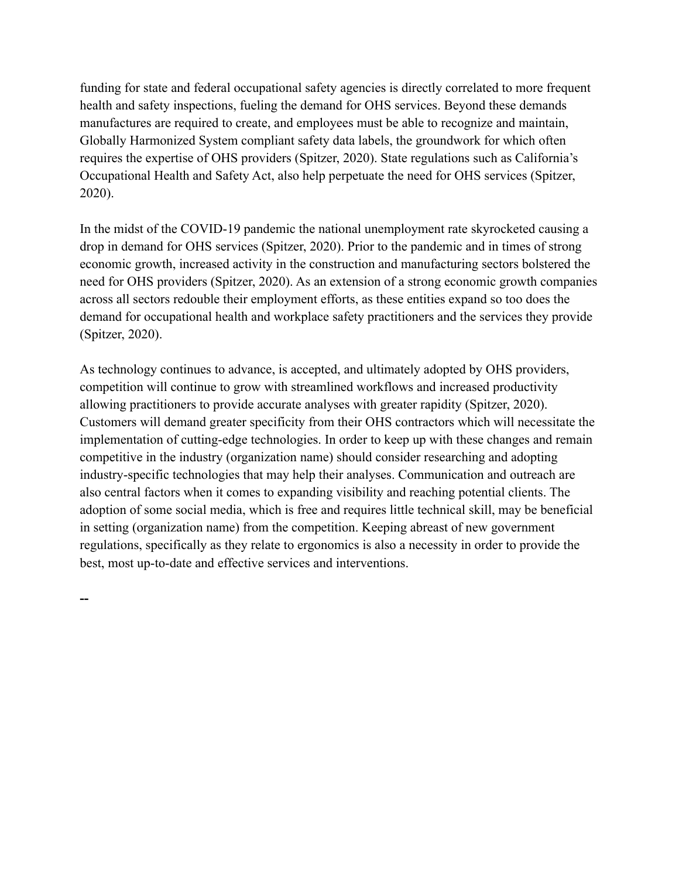funding for state and federal occupational safety agencies is directly correlated to more frequent health and safety inspections, fueling the demand for OHS services. Beyond these demands manufactures are required to create, and employees must be able to recognize and maintain, Globally Harmonized System compliant safety data labels, the groundwork for which often requires the expertise of OHS providers (Spitzer, 2020). State regulations such as California's Occupational Health and Safety Act, also help perpetuate the need for OHS services (Spitzer, 2020).

In the midst of the COVID-19 pandemic the national unemployment rate skyrocketed causing a drop in demand for OHS services (Spitzer, 2020). Prior to the pandemic and in times of strong economic growth, increased activity in the construction and manufacturing sectors bolstered the need for OHS providers (Spitzer, 2020). As an extension of a strong economic growth companies across all sectors redouble their employment efforts, as these entities expand so too does the demand for occupational health and workplace safety practitioners and the services they provide (Spitzer, 2020).

As technology continues to advance, is accepted, and ultimately adopted by OHS providers, competition will continue to grow with streamlined workflows and increased productivity allowing practitioners to provide accurate analyses with greater rapidity (Spitzer, 2020). Customers will demand greater specificity from their OHS contractors which will necessitate the implementation of cutting-edge technologies. In order to keep up with these changes and remain competitive in the industry (organization name) should consider researching and adopting industry-specific technologies that may help their analyses. Communication and outreach are also central factors when it comes to expanding visibility and reaching potential clients. The adoption of some social media, which is free and requires little technical skill, may be beneficial in setting (organization name) from the competition. Keeping abreast of new government regulations, specifically as they relate to ergonomics is also a necessity in order to provide the best, most up-to-date and effective services and interventions.

--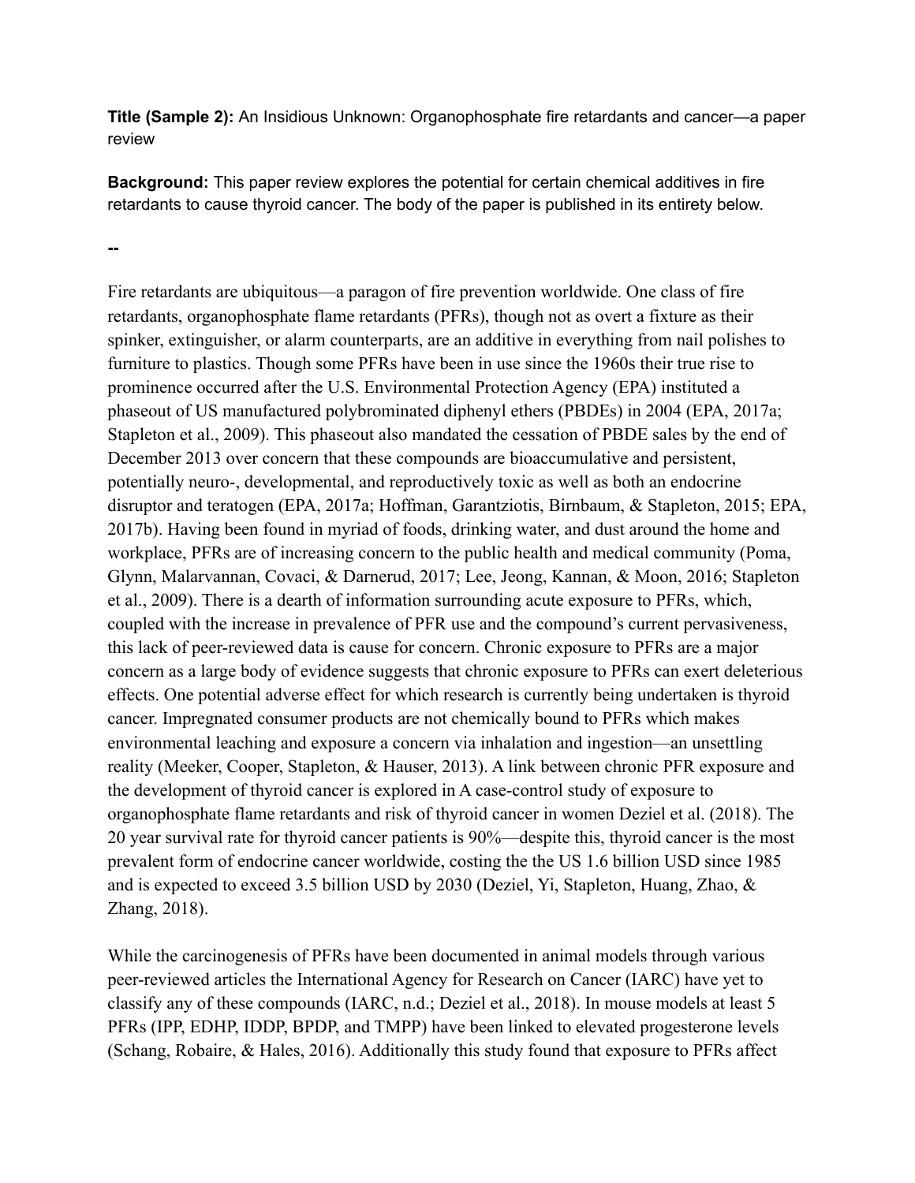**Title (Sample 2):** An Insidious Unknown: Organophosphate fire retardants and cancer—a paper review

**Background:** This paper review explores the potential for certain chemical additives in fire retardants to cause thyroid cancer. The body of the paper is published in its entirety below.

**--**

Fire retardants are ubiquitous—a paragon of fire prevention worldwide. One class of fire retardants, organophosphate flame retardants (PFRs), though not as overt a fixture as their spinker, extinguisher, or alarm counterparts, are an additive in everything from nail polishes to furniture to plastics. Though some PFRs have been in use since the 1960s their true rise to prominence occurred after the U.S. Environmental Protection Agency (EPA) instituted a phaseout of US manufactured polybrominated diphenyl ethers (PBDEs) in 2004 (EPA, 2017a; Stapleton et al., 2009). This phaseout also mandated the cessation of PBDE sales by the end of December 2013 over concern that these compounds are bioaccumulative and persistent, potentially neuro-, developmental, and reproductively toxic as well as both an endocrine disruptor and teratogen (EPA, 2017a; Hoffman, Garantziotis, Birnbaum, & Stapleton, 2015; EPA, 2017b). Having been found in myriad of foods, drinking water, and dust around the home and workplace, PFRs are of increasing concern to the public health and medical community (Poma, Glynn, Malarvannan, Covaci, & Darnerud, 2017; Lee, Jeong, Kannan, & Moon, 2016; Stapleton et al., 2009). There is a dearth of information surrounding acute exposure to PFRs, which, coupled with the increase in prevalence of PFR use and the compound's current pervasiveness, this lack of peer-reviewed data is cause for concern. Chronic exposure to PFRs are a major concern as a large body of evidence suggests that chronic exposure to PFRs can exert deleterious effects. One potential adverse effect for which research is currently being undertaken is thyroid cancer. Impregnated consumer products are not chemically bound to PFRs which makes environmental leaching and exposure a concern via inhalation and ingestion—an unsettling reality (Meeker, Cooper, Stapleton, & Hauser, 2013). A link between chronic PFR exposure and the development of thyroid cancer is explored in A case-control study of exposure to organophosphate flame retardants and risk of thyroid cancer in women Deziel et al. (2018). The 20 year survival rate for thyroid cancer patients is 90%—despite this, thyroid cancer is the most prevalent form of endocrine cancer worldwide, costing the the US 1.6 billion USD since 1985 and is expected to exceed 3.5 billion USD by 2030 (Deziel, Yi, Stapleton, Huang, Zhao, & Zhang, 2018).

While the carcinogenesis of PFRs have been documented in animal models through various peer-reviewed articles the International Agency for Research on Cancer (IARC) have yet to classify any of these compounds (IARC, n.d.; Deziel et al., 2018). In mouse models at least 5 PFRs (IPP, EDHP, IDDP, BPDP, and TMPP) have been linked to elevated progesterone levels (Schang, Robaire, & Hales, 2016). Additionally this study found that exposure to PFRs affect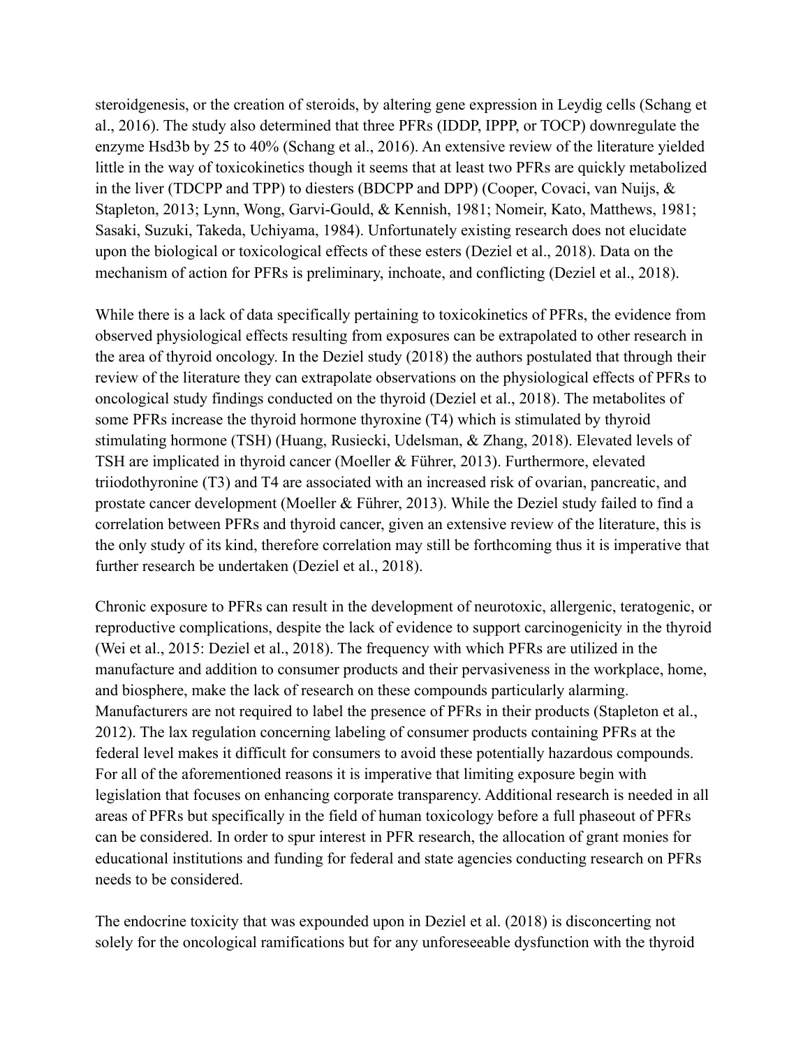steroidgenesis, or the creation of steroids, by altering gene expression in Leydig cells (Schang et al., 2016). The study also determined that three PFRs (IDDP, IPPP, or TOCP) downregulate the enzyme Hsd3b by 25 to 40% (Schang et al., 2016). An extensive review of the literature yielded little in the way of toxicokinetics though it seems that at least two PFRs are quickly metabolized in the liver (TDCPP and TPP) to diesters (BDCPP and DPP) (Cooper, Covaci, van Nuijs, & Stapleton, 2013; Lynn, Wong, Garvi-Gould, & Kennish, 1981; Nomeir, Kato, Matthews, 1981; Sasaki, Suzuki, Takeda, Uchiyama, 1984). Unfortunately existing research does not elucidate upon the biological or toxicological effects of these esters (Deziel et al., 2018). Data on the mechanism of action for PFRs is preliminary, inchoate, and conflicting (Deziel et al., 2018).

While there is a lack of data specifically pertaining to toxicokinetics of PFRs, the evidence from observed physiological effects resulting from exposures can be extrapolated to other research in the area of thyroid oncology. In the Deziel study (2018) the authors postulated that through their review of the literature they can extrapolate observations on the physiological effects of PFRs to oncological study findings conducted on the thyroid (Deziel et al., 2018). The metabolites of some PFRs increase the thyroid hormone thyroxine (T4) which is stimulated by thyroid stimulating hormone (TSH) (Huang, Rusiecki, Udelsman, & Zhang, 2018). Elevated levels of TSH are implicated in thyroid cancer (Moeller & Führer, 2013). Furthermore, elevated triiodothyronine (T3) and T4 are associated with an increased risk of ovarian, pancreatic, and prostate cancer development (Moeller & Führer, 2013). While the Deziel study failed to find a correlation between PFRs and thyroid cancer, given an extensive review of the literature, this is the only study of its kind, therefore correlation may still be forthcoming thus it is imperative that further research be undertaken (Deziel et al., 2018).

Chronic exposure to PFRs can result in the development of neurotoxic, allergenic, teratogenic, or reproductive complications, despite the lack of evidence to support carcinogenicity in the thyroid (Wei et al., 2015: Deziel et al., 2018). The frequency with which PFRs are utilized in the manufacture and addition to consumer products and their pervasiveness in the workplace, home, and biosphere, make the lack of research on these compounds particularly alarming. Manufacturers are not required to label the presence of PFRs in their products (Stapleton et al., 2012). The lax regulation concerning labeling of consumer products containing PFRs at the federal level makes it difficult for consumers to avoid these potentially hazardous compounds. For all of the aforementioned reasons it is imperative that limiting exposure begin with legislation that focuses on enhancing corporate transparency. Additional research is needed in all areas of PFRs but specifically in the field of human toxicology before a full phaseout of PFRs can be considered. In order to spur interest in PFR research, the allocation of grant monies for educational institutions and funding for federal and state agencies conducting research on PFRs needs to be considered.

The endocrine toxicity that was expounded upon in Deziel et al. (2018) is disconcerting not solely for the oncological ramifications but for any unforeseeable dysfunction with the thyroid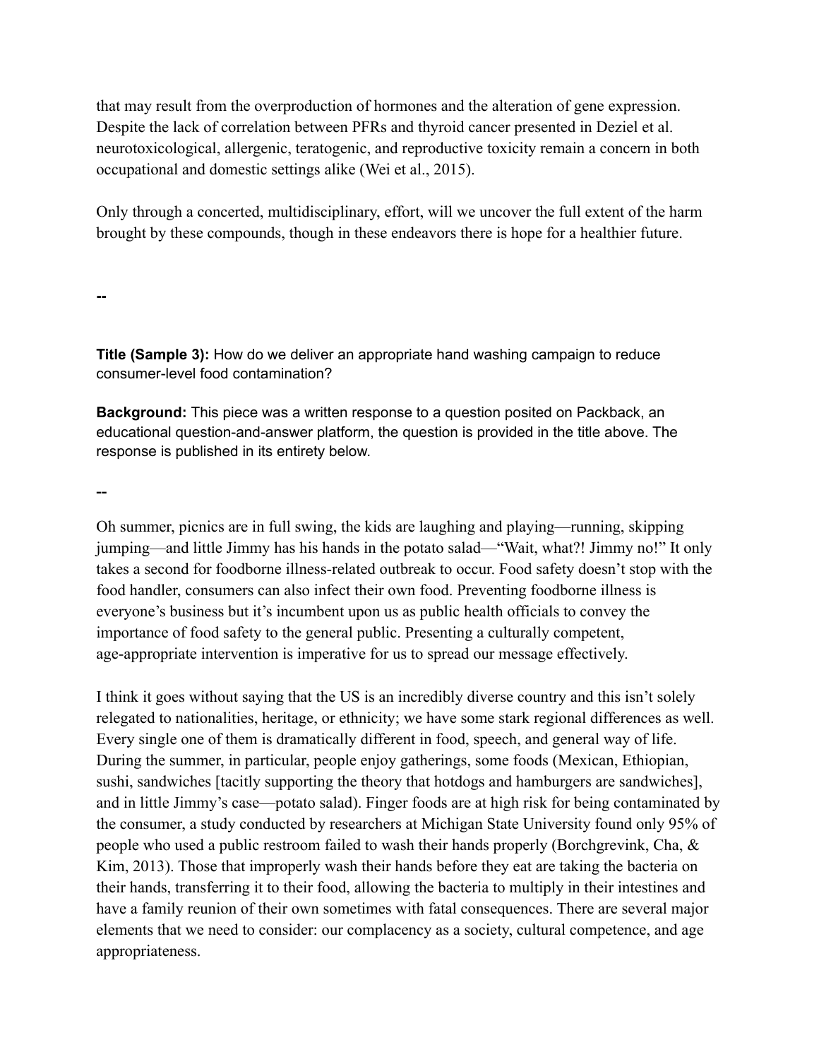that may result from the overproduction of hormones and the alteration of gene expression. Despite the lack of correlation between PFRs and thyroid cancer presented in Deziel et al. neurotoxicological, allergenic, teratogenic, and reproductive toxicity remain a concern in both occupational and domestic settings alike (Wei et al., 2015).

Only through a concerted, multidisciplinary, effort, will we uncover the full extent of the harm brought by these compounds, though in these endeavors there is hope for a healthier future.

**--**

**Title (Sample 3):** How do we deliver an appropriate hand washing campaign to reduce consumer-level food contamination?

**Background:** This piece was a written response to a question posited on Packback, an educational question-and-answer platform, the question is provided in the title above. The response is published in its entirety below.

--

Oh summer, picnics are in full swing, the kids are laughing and playing—running, skipping jumping—and little Jimmy has his hands in the potato salad—"Wait, what?! Jimmy no!" It only takes a second for foodborne illness-related outbreak to occur. Food safety doesn't stop with the food handler, consumers can also infect their own food. Preventing foodborne illness is everyone's business but it's incumbent upon us as public health officials to convey the importance of food safety to the general public. Presenting a culturally competent, age-appropriate intervention is imperative for us to spread our message effectively.

I think it goes without saying that the US is an incredibly diverse country and this isn't solely relegated to nationalities, heritage, or ethnicity; we have some stark regional differences as well. Every single one of them is dramatically different in food, speech, and general way of life. During the summer, in particular, people enjoy gatherings, some foods (Mexican, Ethiopian, sushi, sandwiches [tacitly supporting the theory that hotdogs and hamburgers are sandwiches], and in little Jimmy's case—potato salad). Finger foods are at high risk for being contaminated by the consumer, a study conducted by researchers at Michigan State University found only 95% of people who used a public restroom failed to wash their hands properly (Borchgrevink, Cha, & Kim, 2013). Those that improperly wash their hands before they eat are taking the bacteria on their hands, transferring it to their food, allowing the bacteria to multiply in their intestines and have a family reunion of their own sometimes with fatal consequences. There are several major elements that we need to consider: our complacency as a society, cultural competence, and age appropriateness.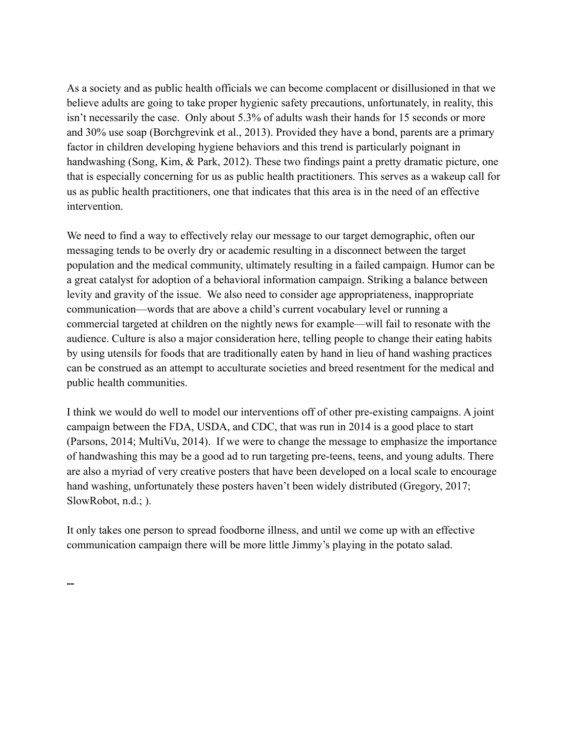As a society and as public health officials we can become complacent or disillusioned in that we believe adults are going to take proper hygienic safety precautions, unfortunately, in reality, this isn't necessarily the case. Only about 5.3% of adults wash their hands for 15 seconds or more and 30% use soap (Borchgrevink et al., 2013). Provided they have a bond, parents are a primary factor in children developing hygiene behaviors and this trend is particularly poignant in handwashing (Song, Kim, & Park, 2012). These two findings paint a pretty dramatic picture, one that is especially concerning for us as public health practitioners. This serves as a wakeup call for us as public health practitioners, one that indicates that this area is in the need of an effective intervention.

We need to find a way to effectively relay our message to our target demographic, often our messaging tends to be overly dry or academic resulting in a disconnect between the target population and the medical community, ultimately resulting in a failed campaign. Humor can be a great catalyst for adoption of a behavioral information campaign. Striking a balance between levity and gravity of the issue. We also need to consider age appropriateness, inappropriate communication—words that are above a child's current vocabulary level or running a commercial targeted at children on the nightly news for example—will fail to resonate with the audience. Culture is also a major consideration here, telling people to change their eating habits by using utensils for foods that are traditionally eaten by hand in lieu of hand washing practices can be construed as an attempt to acculturate societies and breed resentment for the medical and public health communities.

I think we would do well to model our interventions off of other pre-existing campaigns. A joint campaign between the FDA, USDA, and CDC, that was run in 2014 is a good place to start (Parsons, 2014; MultiVu, 2014). If we were to change the message to emphasize the importance of handwashing this may be a good ad to run targeting pre-teens, teens, and young adults. There are also a myriad of very creative posters that have been developed on a local scale to encourage hand washing, unfortunately these posters haven't been widely distributed (Gregory, 2017; SlowRobot, n.d.; ).

It only takes one person to spread foodborne illness, and until we come up with an effective communication campaign there will be more little Jimmy's playing in the potato salad.

--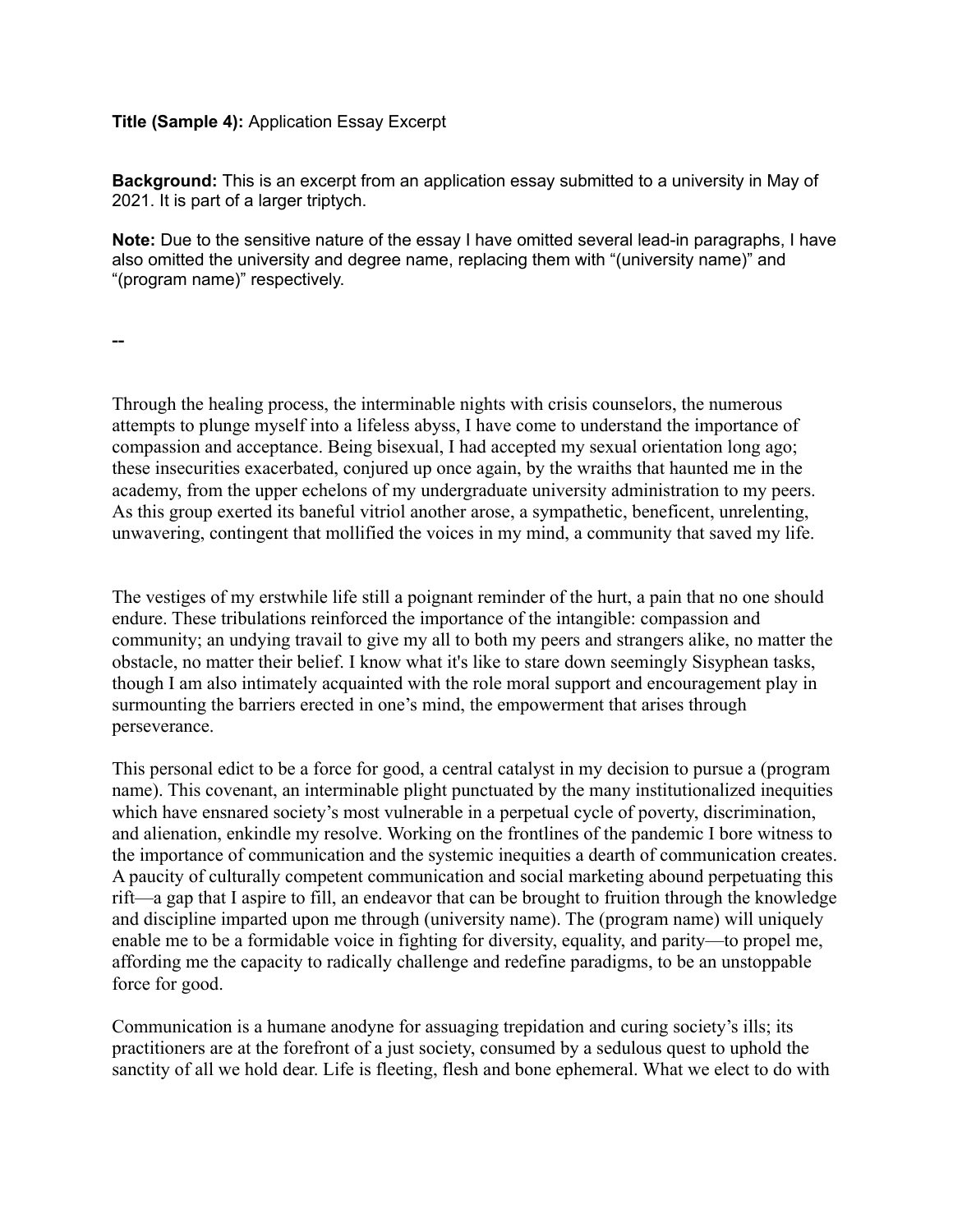**Title (Sample 4):** Application Essay Excerpt

**Background:** This is an excerpt from an application essay submitted to a university in May of 2021. It is part of a larger triptych.

**Note:** Due to the sensitive nature of the essay I have omitted several lead-in paragraphs, I have also omitted the university and degree name, replacing them with "(university name)" and "(program name)" respectively.

--

Through the healing process, the interminable nights with crisis counselors, the numerous attempts to plunge myself into a lifeless abyss, I have come to understand the importance of compassion and acceptance. Being bisexual, I had accepted my sexual orientation long ago; these insecurities exacerbated, conjured up once again, by the wraiths that haunted me in the academy, from the upper echelons of my undergraduate university administration to my peers. As this group exerted its baneful vitriol another arose, a sympathetic, beneficent, unrelenting, unwavering, contingent that mollified the voices in my mind, a community that saved my life.

The vestiges of my erstwhile life still a poignant reminder of the hurt, a pain that no one should endure. These tribulations reinforced the importance of the intangible: compassion and community; an undying travail to give my all to both my peers and strangers alike, no matter the obstacle, no matter their belief. I know what it's like to stare down seemingly Sisyphean tasks, though I am also intimately acquainted with the role moral support and encouragement play in surmounting the barriers erected in one's mind, the empowerment that arises through perseverance.

This personal edict to be a force for good, a central catalyst in my decision to pursue a (program name). This covenant, an interminable plight punctuated by the many institutionalized inequities which have ensnared society's most vulnerable in a perpetual cycle of poverty, discrimination, and alienation, enkindle my resolve. Working on the frontlines of the pandemic I bore witness to the importance of communication and the systemic inequities a dearth of communication creates. A paucity of culturally competent communication and social marketing abound perpetuating this rift—a gap that I aspire to fill, an endeavor that can be brought to fruition through the knowledge and discipline imparted upon me through (university name). The (program name) will uniquely enable me to be a formidable voice in fighting for diversity, equality, and parity—to propel me, affording me the capacity to radically challenge and redefine paradigms, to be an unstoppable force for good.

Communication is a humane anodyne for assuaging trepidation and curing society's ills; its practitioners are at the forefront of a just society, consumed by a sedulous quest to uphold the sanctity of all we hold dear. Life is fleeting, flesh and bone ephemeral. What we elect to do with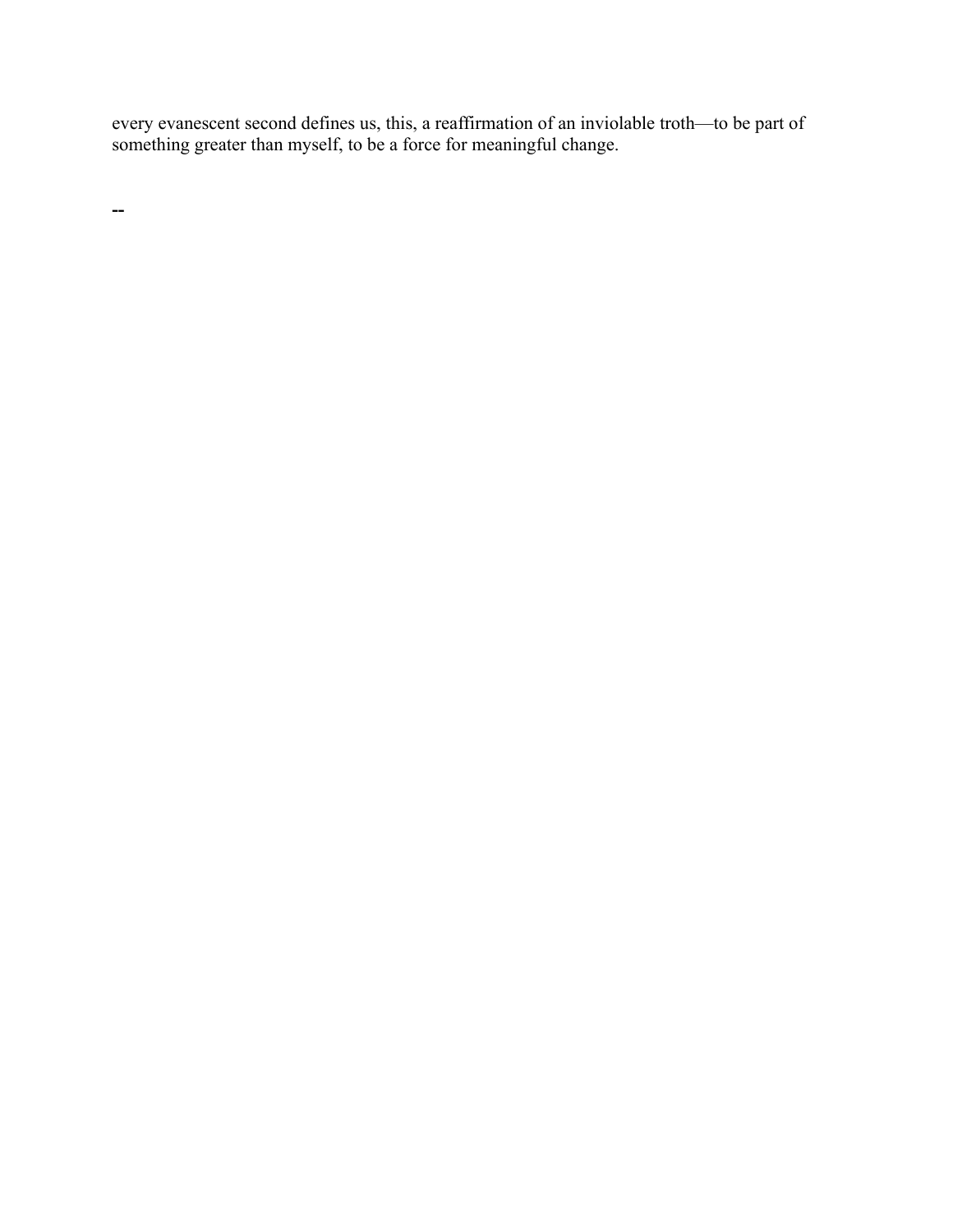every evanescent second defines us, this, a reaffirmation of an inviolable troth—to be part of something greater than myself, to be a force for meaningful change.

--